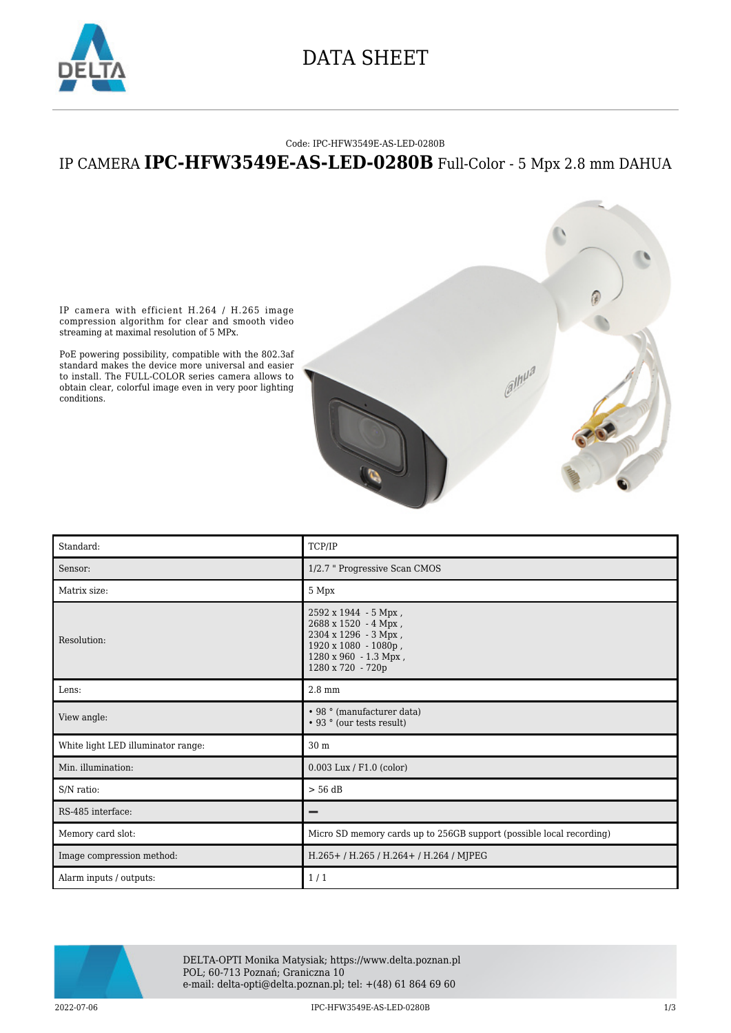# DATA SHEET

Code: IPC-HFW3549E-AS-LED-0280B

## IP CAMERA **IPC-HFW3549E-AS-LED-0280B** Full-Color - 5 Mpx 2.8 mm DAHUA

IP camera with efficient H.264 / H.265 image compression algorithm for clear and smooth video streaming at maximal resolution of 5 MPx.

PoE powering possibility, compatible with the 802.3af standard makes the device more universal and easier to install. The FULL-COLOR series camera allows to obtain clear, colorful image even in very poor lighting conditions.

| | |
|---|---|
| Standard: | TCP/IP |
| Sensor: | 1/2.7 " Progressive Scan CMOS |
| Matrix size: | 5 Mpx |
| Resolution: | 2592 x 1944 - 5 Mpx ,<br>2688 x 1520 - 4 Mpx ,<br>2304 x 1296 - 3 Mpx ,<br>1920 x 1080 - 1080p ,<br>1280 x 960 - 1.3 Mpx ,<br>1280 x 720 - 720p |
| Lens: | 2.8 mm |
| View angle: | • 98 ° (manufacturer data)<br>• 93 ° (our tests result) |
| White light LED illuminator range: | 30 m |
| Min. illumination: | 0.003 Lux / F1.0 (color) |
| S/N ratio: | > 56 dB |
| RS-485 interface: | – |
| Memory card slot: | Micro SD memory cards up to 256GB support (possible local recording) |
| Image compression method: | H.265+ / H.265 / H.264+ / H.264 / MJPEG |
| Alarm inputs / outputs: | 1 / 1 |

DELTA-OPTI Monika Matysiak; https://www.delta.poznan.pl
POL; 60-713 Poznań; Graniczna 10
e-mail: delta-opti@delta.poznan.pl; tel: +(48) 61 864 69 60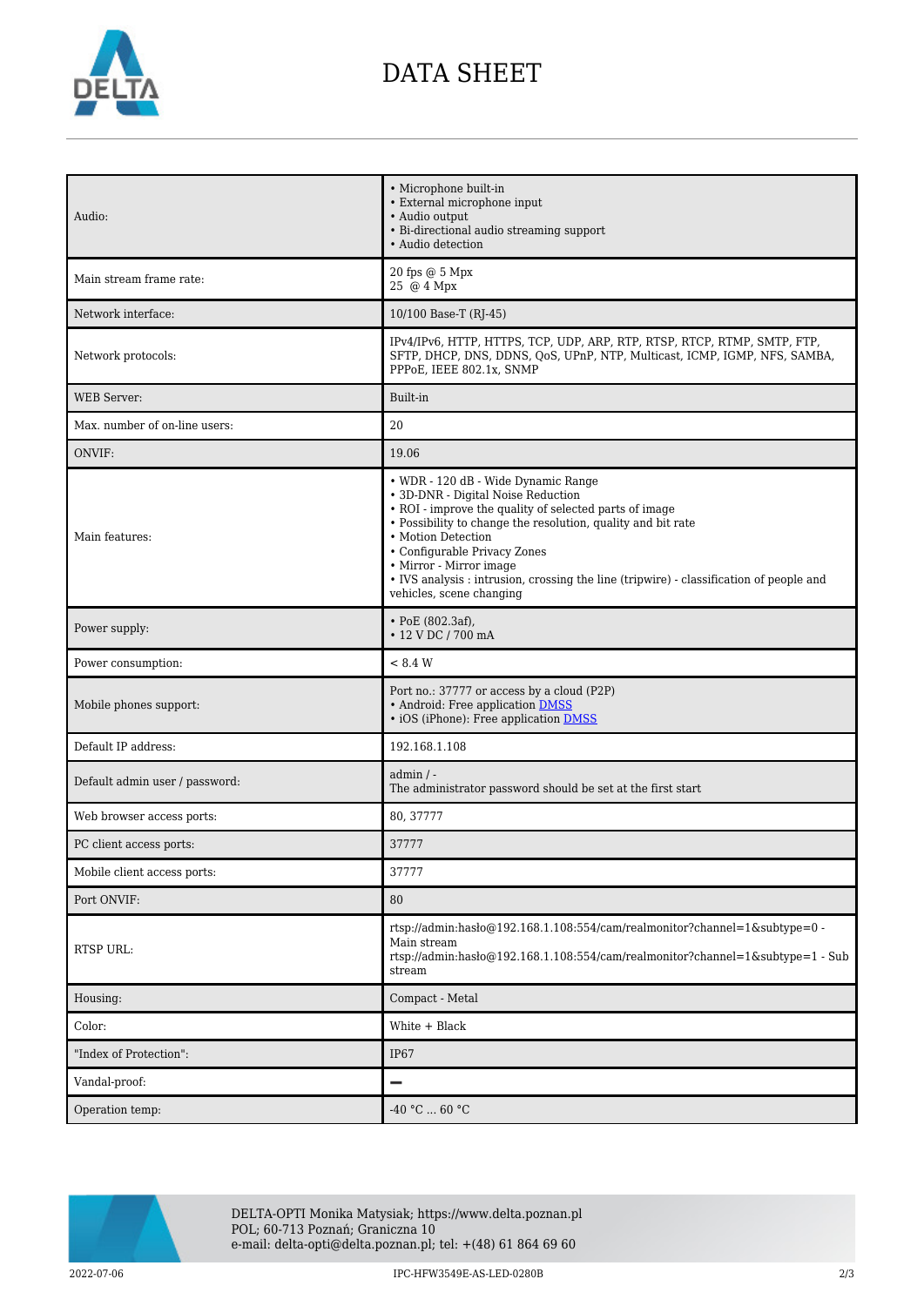# DATA SHEET

| | |
|---|---|
| Audio: | • Microphone built-in<br>• External microphone input<br>• Audio output<br>• Bi-directional audio streaming support<br>• Audio detection |
| Main stream frame rate: | 20 fps @ 5 Mpx<br>25 @ 4 Mpx |
| Network interface: | 10/100 Base-T (RJ-45) |
| Network protocols: | IPv4/IPv6, HTTP, HTTPS, TCP, UDP, ARP, RTP, RTSP, RTCP, RTMP, SMTP, FTP, SFTP, DHCP, DNS, DDNS, QoS, UPnP, NTP, Multicast, ICMP, IGMP, NFS, SAMBA, PPPoE, IEEE 802.1x, SNMP |
| WEB Server: | Built-in |
| Max. number of on-line users: | 20 |
| ONVIF: | 19.06 |
| Main features: | • WDR - 120 dB - Wide Dynamic Range<br>• 3D-DNR - Digital Noise Reduction<br>• ROI - improve the quality of selected parts of image<br>• Possibility to change the resolution, quality and bit rate<br>• Motion Detection<br>• Configurable Privacy Zones<br>• Mirror - Mirror image<br>• IVS analysis : intrusion, crossing the line (tripwire) - classification of people and vehicles, scene changing |
| Power supply: | • PoE (802.3af),<br>• 12 V DC / 700 mA |
| Power consumption: | < 8.4 W |
| Mobile phones support: | Port no.: 37777 or access by a cloud (P2P)<br>• Android: Free application DMSS<br>• iOS (iPhone): Free application DMSS |
| Default IP address: | 192.168.1.108 |
| Default admin user / password: | admin / -<br>The administrator password should be set at the first start |
| Web browser access ports: | 80, 37777 |
| PC client access ports: | 37777 |
| Mobile client access ports: | 37777 |
| Port ONVIF: | 80 |
| RTSP URL: | rtsp://admin:hasło@192.168.1.108:554/cam/realmonitor?channel=1&subtype=0 - Main stream<br>rtsp://admin:hasło@192.168.1.108:554/cam/realmonitor?channel=1&subtype=1 - Sub stream |
| Housing: | Compact - Metal |
| Color: | White + Black |
| "Index of Protection": | IP67 |
| Vandal-proof: | – |
| Operation temp: | -40 °C ... 60 °C |

DELTA-OPTI Monika Matysiak; https://www.delta.poznan.pl
POL; 60-713 Poznań; Graniczna 10
e-mail: delta-opti@delta.poznan.pl; tel: +(48) 61 864 69 60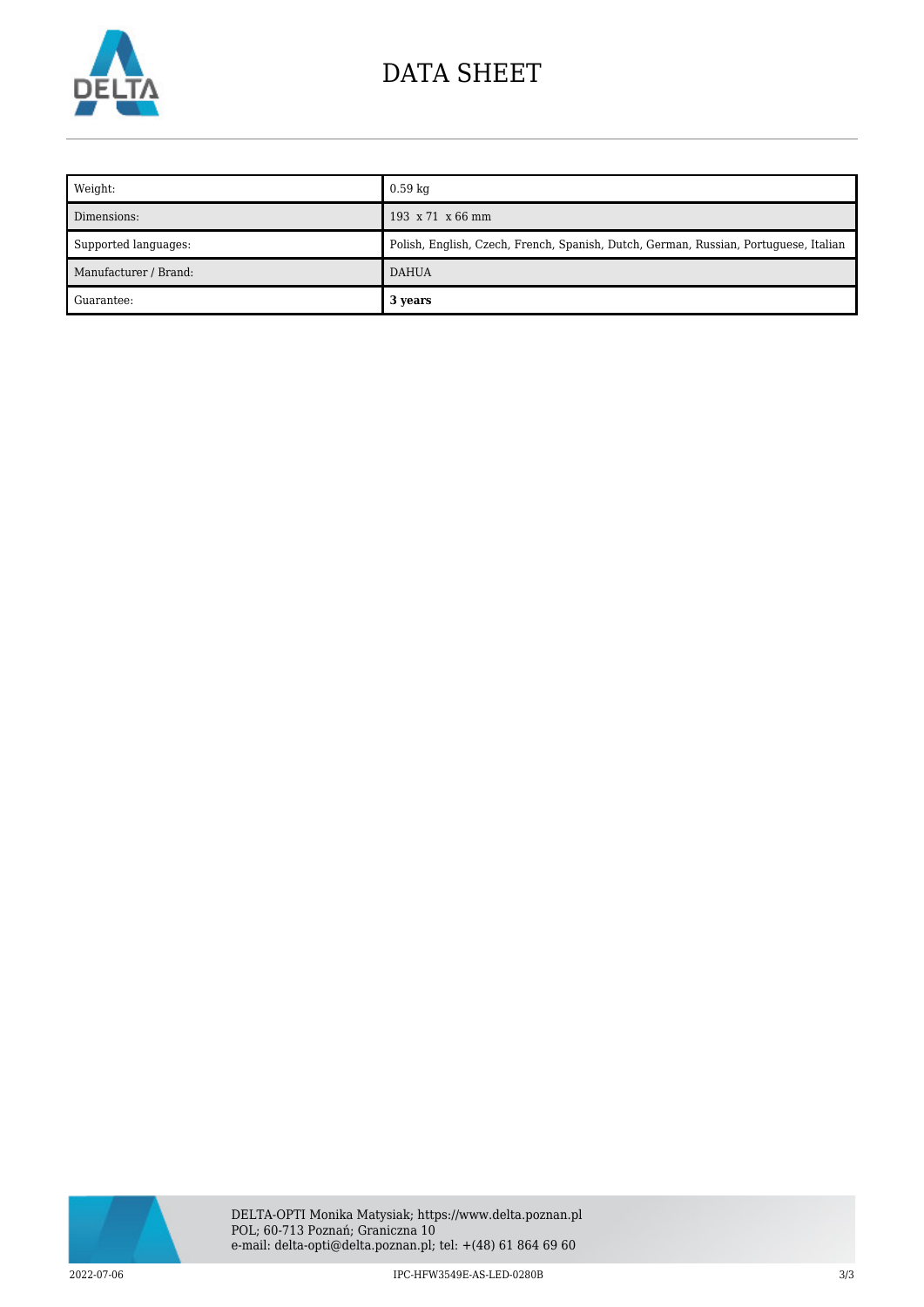# DATA SHEET

| | |
|---|---|
| Weight: | 0.59 kg |
| Dimensions: | 193 x 71 x 66 mm |
| Supported languages: | Polish, English, Czech, French, Spanish, Dutch, German, Russian, Portuguese, Italian |
| Manufacturer / Brand: | DAHUA |
| Guarantee: | **3 years** |

DELTA-OPTI Monika Matysiak; https://www.delta.poznan.pl
POL; 60-713 Poznań; Graniczna 10
e-mail: delta-opti@delta.poznan.pl; tel: +(48) 61 864 69 60

2022-07-06 IPC-HFW3549E-AS-LED-0280B